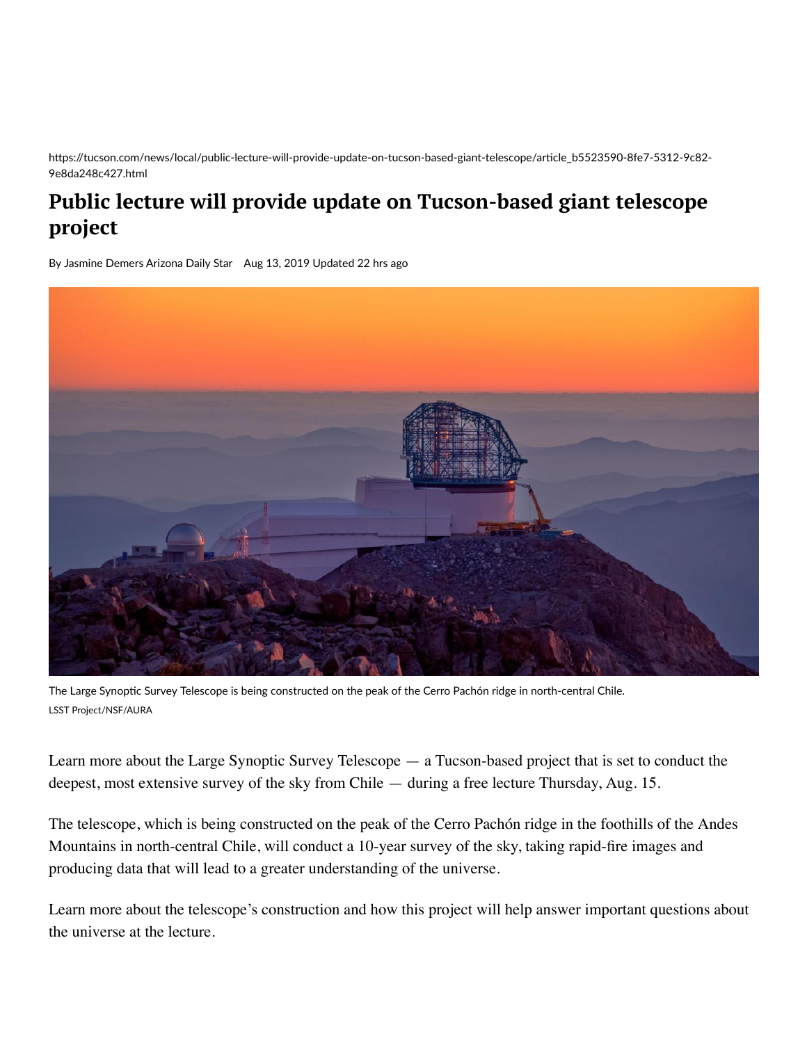https://tucson.com/news/local/public-lecture-will-provide-update-on-tucson-based-giant-telescope/article_b5523590-8fe7-5312-9c82-9e8da248c427.html

# Public lecture will provide update on Tucson-based giant telescope project

By Jasmine Demers Arizona Daily Star   Aug 13, 2019 Updated 22 hrs ago

The Large Synoptic Survey Telescope is being constructed on the peak of the Cerro Pachón ridge in north-central Chile.
LSST Project/NSF/AURA

Learn more about the Large Synoptic Survey Telescope — a Tucson-based project that is set to conduct the deepest, most extensive survey of the sky from Chile — during a free lecture Thursday, Aug. 15.

The telescope, which is being constructed on the peak of the Cerro Pachón ridge in the foothills of the Andes Mountains in north-central Chile, will conduct a 10-year survey of the sky, taking rapid-fire images and producing data that will lead to a greater understanding of the universe.

Learn more about the telescope's construction and how this project will help answer important questions about the universe at the lecture.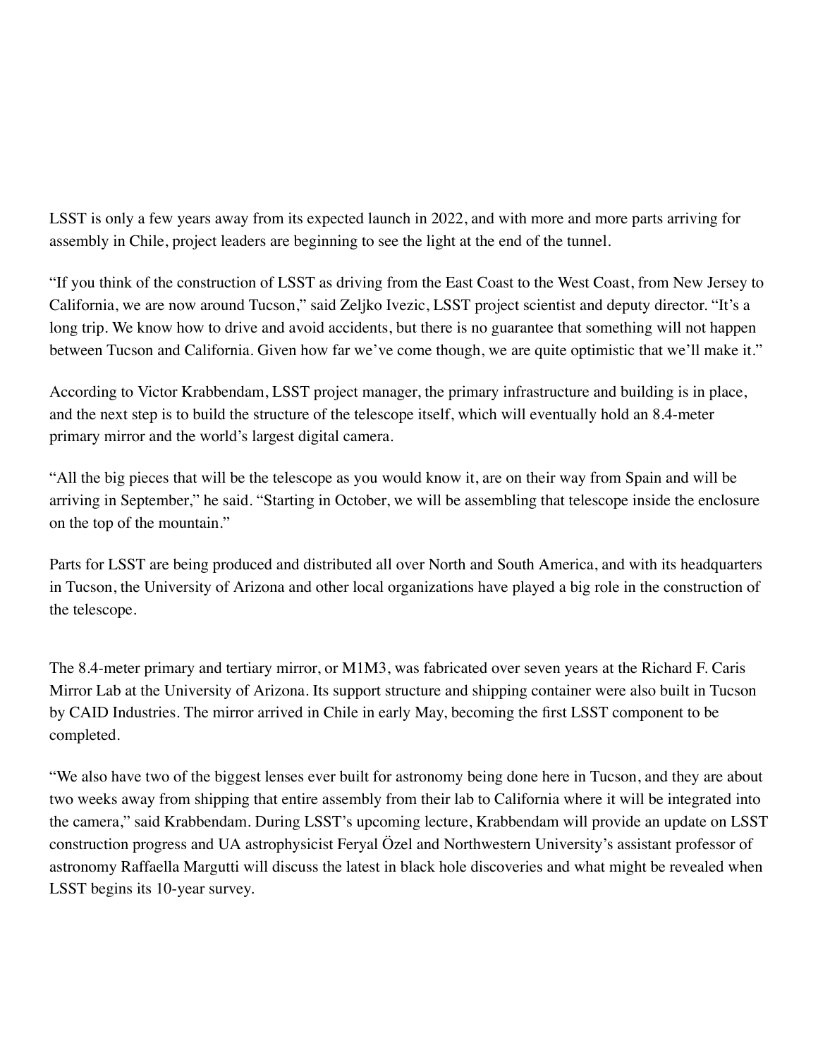LSST is only a few years away from its expected launch in 2022, and with more and more parts arriving for assembly in Chile, project leaders are beginning to see the light at the end of the tunnel.

"If you think of the construction of LSST as driving from the East Coast to the West Coast, from New Jersey to California, we are now around Tucson," said Zeljko Ivezic, LSST project scientist and deputy director. "It's a long trip. We know how to drive and avoid accidents, but there is no guarantee that something will not happen between Tucson and California. Given how far we've come though, we are quite optimistic that we'll make it."

According to Victor Krabbendam, LSST project manager, the primary infrastructure and building is in place, and the next step is to build the structure of the telescope itself, which will eventually hold an 8.4-meter primary mirror and the world's largest digital camera.

"All the big pieces that will be the telescope as you would know it, are on their way from Spain and will be arriving in September," he said. "Starting in October, we will be assembling that telescope inside the enclosure on the top of the mountain."

Parts for LSST are being produced and distributed all over North and South America, and with its headquarters in Tucson, the University of Arizona and other local organizations have played a big role in the construction of the telescope.

The 8.4-meter primary and tertiary mirror, or M1M3, was fabricated over seven years at the Richard F. Caris Mirror Lab at the University of Arizona. Its support structure and shipping container were also built in Tucson by CAID Industries. The mirror arrived in Chile in early May, becoming the first LSST component to be completed.

"We also have two of the biggest lenses ever built for astronomy being done here in Tucson, and they are about two weeks away from shipping that entire assembly from their lab to California where it will be integrated into the camera," said Krabbendam. During LSST's upcoming lecture, Krabbendam will provide an update on LSST construction progress and UA astrophysicist Feryal Özel and Northwestern University's assistant professor of astronomy Raffaella Margutti will discuss the latest in black hole discoveries and what might be revealed when LSST begins its 10-year survey.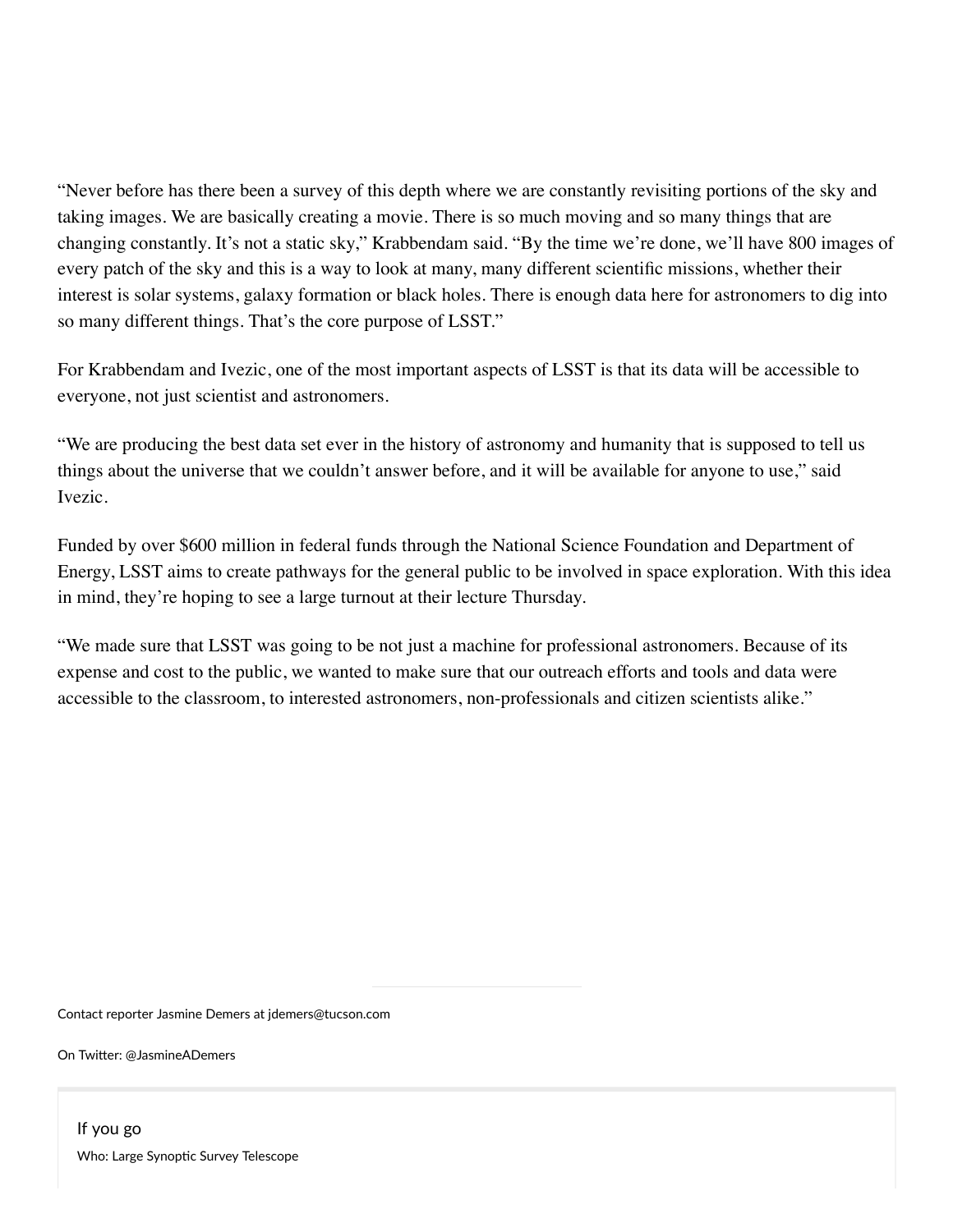"Never before has there been a survey of this depth where we are constantly revisiting portions of the sky and taking images. We are basically creating a movie. There is so much moving and so many things that are changing constantly. It's not a static sky," Krabbendam said. "By the time we're done, we'll have 800 images of every patch of the sky and this is a way to look at many, many different scientific missions, whether their interest is solar systems, galaxy formation or black holes. There is enough data here for astronomers to dig into so many different things. That's the core purpose of LSST."

For Krabbendam and Ivezic, one of the most important aspects of LSST is that its data will be accessible to everyone, not just scientist and astronomers.

"We are producing the best data set ever in the history of astronomy and humanity that is supposed to tell us things about the universe that we couldn't answer before, and it will be available for anyone to use," said Ivezic.

Funded by over $600 million in federal funds through the National Science Foundation and Department of Energy, LSST aims to create pathways for the general public to be involved in space exploration. With this idea in mind, they're hoping to see a large turnout at their lecture Thursday.

"We made sure that LSST was going to be not just a machine for professional astronomers. Because of its expense and cost to the public, we wanted to make sure that our outreach efforts and tools and data were accessible to the classroom, to interested astronomers, non-professionals and citizen scientists alike."

---

Contact reporter Jasmine Demers at jdemers@tucson.com

On Twitter: @JasmineADemers

If you go

Who: Large Synoptic Survey Telescope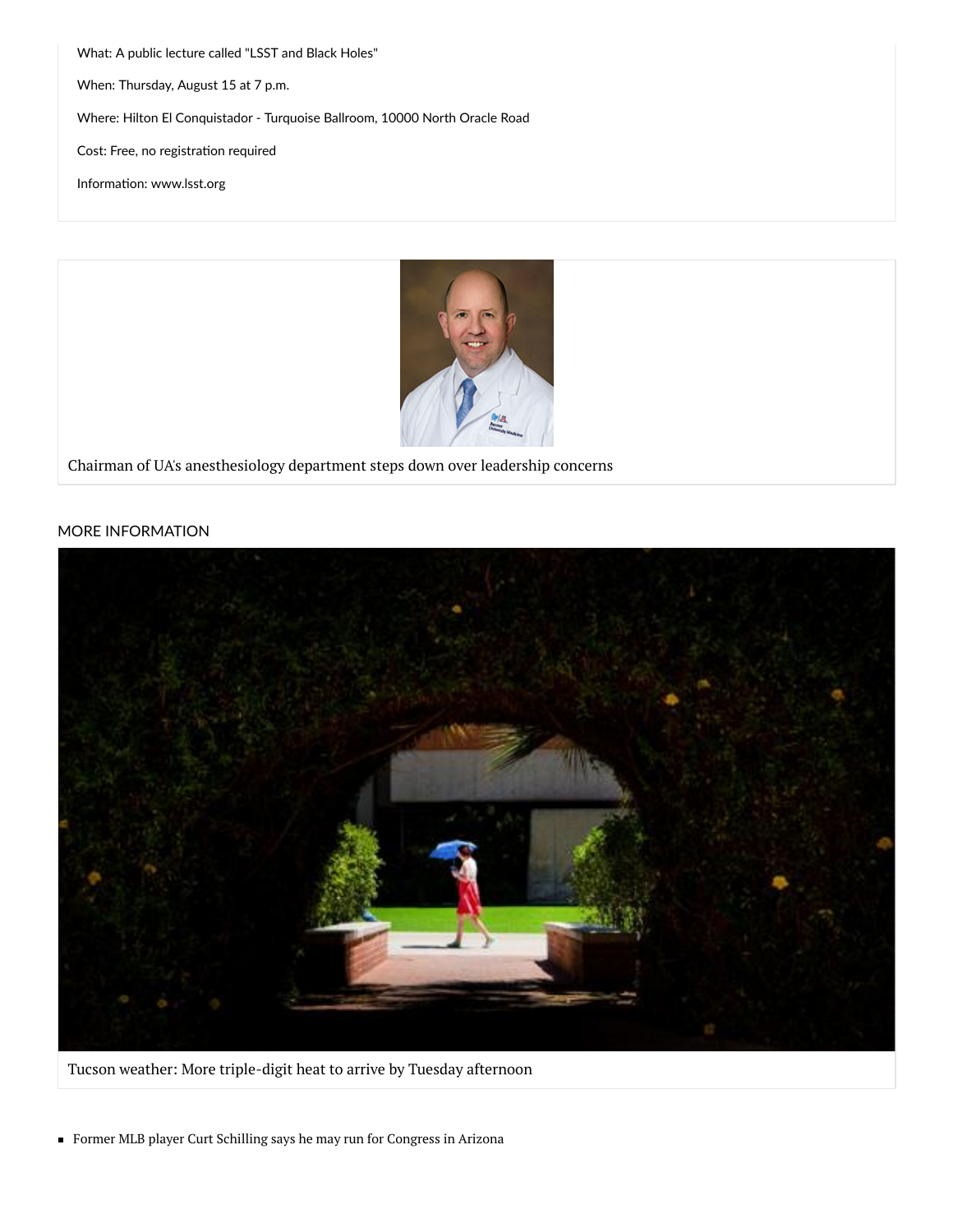What: A public lecture called "LSST and Black Holes"

When: Thursday, August 15 at 7 p.m.

Where: Hilton El Conquistador - Turquoise Ballroom, 10000 North Oracle Road

Cost: Free, no registration required

Information: www.lsst.org

Chairman of UA's anesthesiology department steps down over leadership concerns

MORE INFORMATION

Tucson weather: More triple-digit heat to arrive by Tuesday afternoon

- Former MLB player Curt Schilling says he may run for Congress in Arizona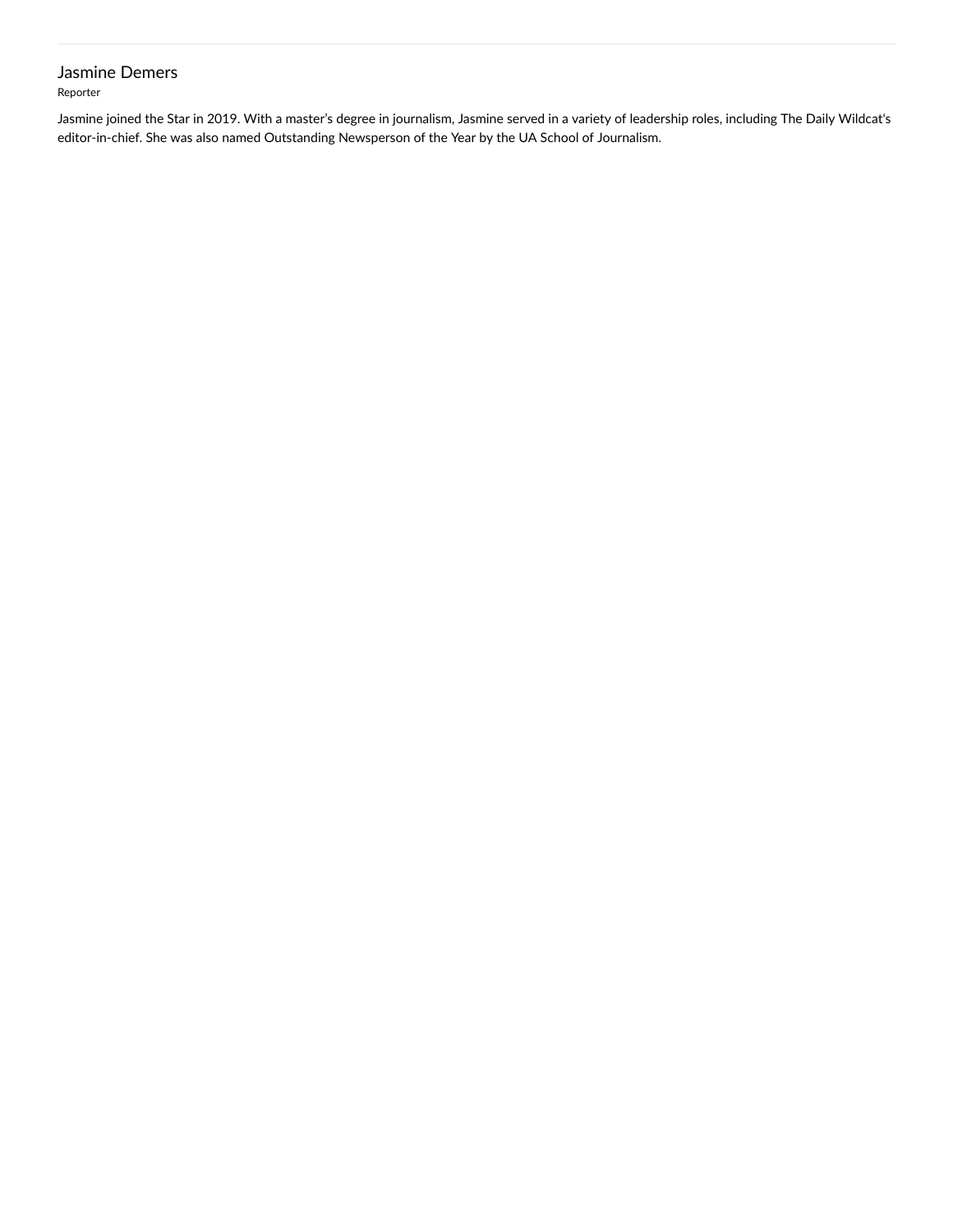Jasmine Demers

Reporter

Jasmine joined the Star in 2019. With a master's degree in journalism, Jasmine served in a variety of leadership roles, including The Daily Wildcat's editor-in-chief. She was also named Outstanding Newsperson of the Year by the UA School of Journalism.